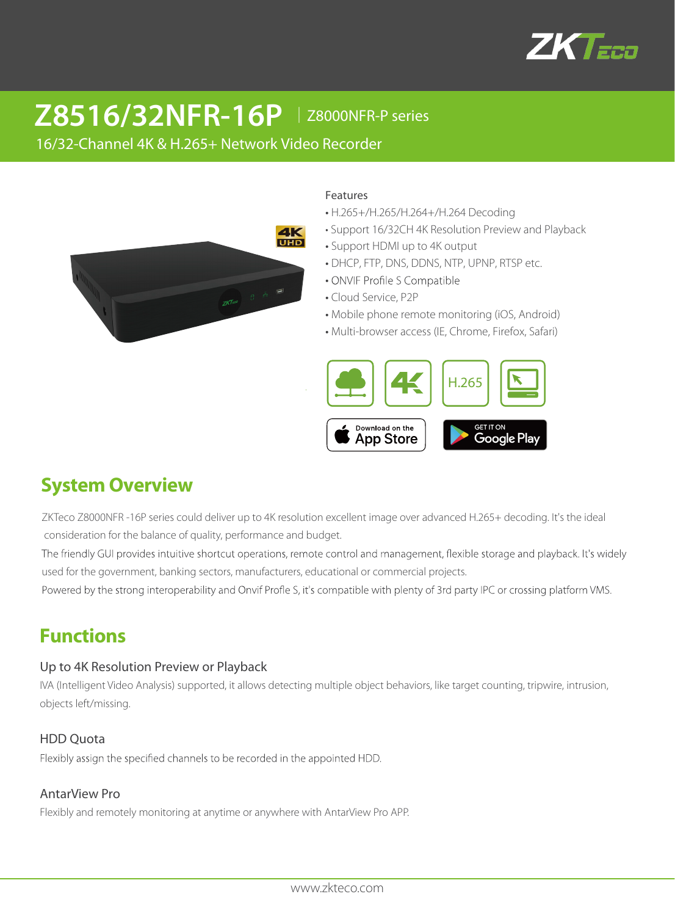# Z8516/32NFR-16P | Z8000NFR-P series

16/32-Channel 4K & H.265+ Network Video Recorder

Features

- H.265+/H.265/H.264+/H.264 Decoding
- Support 16/32CH 4K Resolution Preview and Playback
- Support HDMI up to 4K output
- DHCP, FTP, DNS, DDNS, NTP, UPNP, RTSP etc.
- ONVIF Profile S Compatible
- Cloud Service, P2P
- Mobile phone remote monitoring (iOS, Android)
- Multi-browser access (IE, Chrome, Firefox, Safari)

## System Overview

ZKTeco Z8000NFR -16P series could deliver up to 4K resolution excellent image over advanced H.265+ decoding. It's the ideal consideration for the balance of quality, performance and budget.

The friendly GUI provides intuitive shortcut operations, remote control and management, flexible storage and playback. It's widely used for the government, banking sectors, manufacturers, educational or commercial projects.

Powered by the strong interoperability and Onvif Profle S, it's compatible with plenty of 3rd party IPC or crossing platform VMS.

## Functions

### Up to 4K Resolution Preview or Playback

IVA (Intelligent Video Analysis) supported, it allows detecting multiple object behaviors, like target counting, tripwire, intrusion, objects left/missing.

### HDD Quota

Flexibly assign the specified channels to be recorded in the appointed HDD.

### AntarView Pro

Flexibly and remotely monitoring at anytime or anywhere with AntarView Pro APP.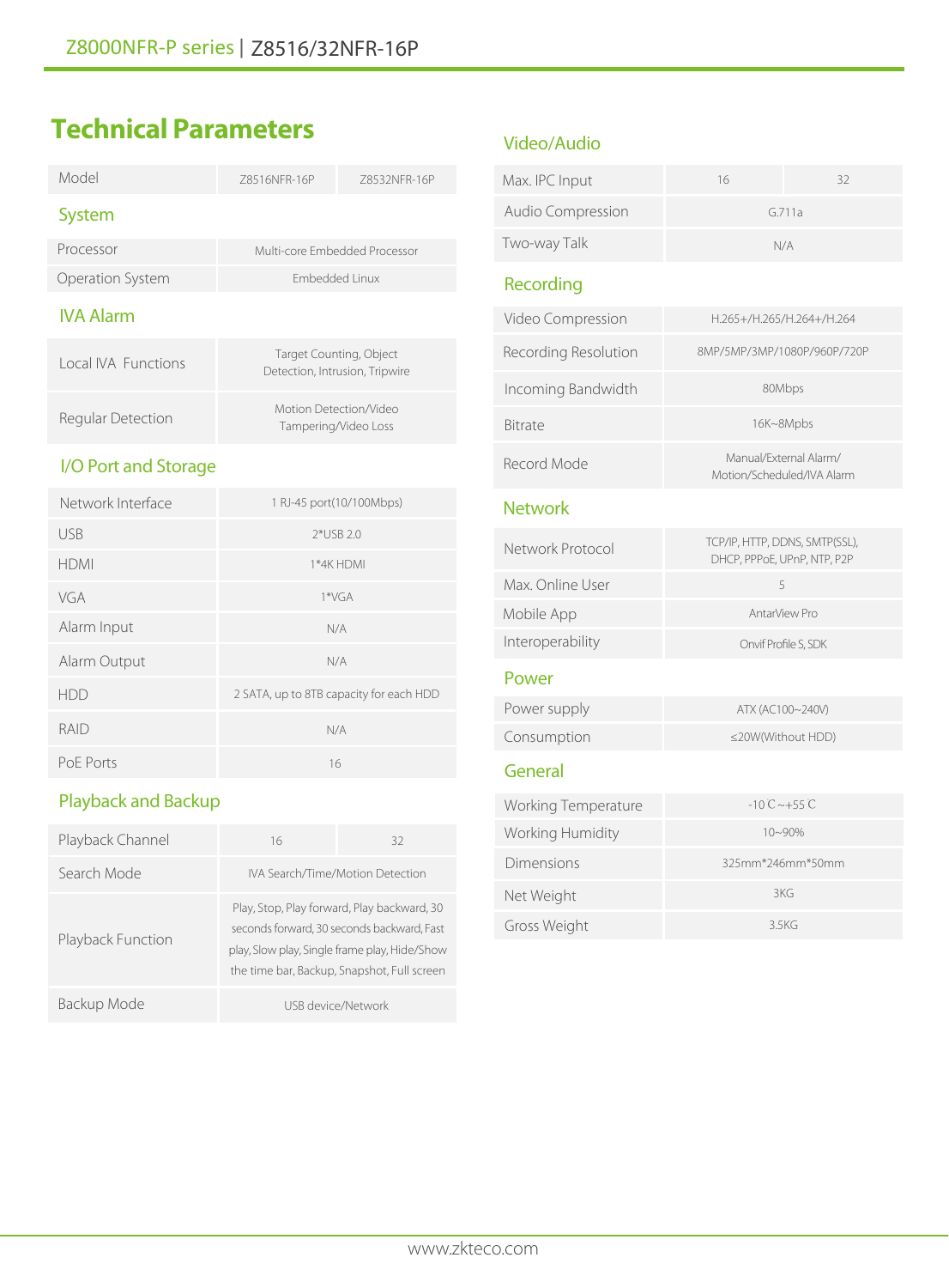# Technical Parameters

| Model | Z8516NFR-16P | Z8532NFR-16P |
|---|---|---|

## System

| | |
|---|---|
| Processor | Multi-core Embedded Processor |
| Operation System | Embedded Linux |

## IVA Alarm

| | |
|---|---|
| Local IVA Functions | Target Counting, Object Detection, Intrusion, Tripwire |
| Regular Detection | Motion Detection/Video Tampering/Video Loss |

## I/O Port and Storage

| | |
|---|---|
| Network Interface | 1 RJ-45 port(10/100Mbps) |
| USB | 2*USB 2.0 |
| HDMI | 1*4K HDMI |
| VGA | 1*VGA |
| Alarm Input | N/A |
| Alarm Output | N/A |
| HDD | 2 SATA, up to 8TB capacity for each HDD |
| RAID | N/A |
| PoE Ports | 16 |

## Playback and Backup

| | | |
|---|---|---|
| Playback Channel | 16 | 32 |
| Search Mode | IVA Search/Time/Motion Detection | |
| Playback Function | Play, Stop, Play forward, Play backward, 30 seconds forward, 30 seconds backward, Fast play, Slow play, Single frame play, Hide/Show the time bar, Backup, Snapshot, Full screen | |
| Backup Mode | USB device/Network | |

## Video/Audio

| | | |
|---|---|---|
| Max. IPC Input | 16 | 32 |
| Audio Compression | G.711a | |
| Two-way Talk | N/A | |

## Recording

| | |
|---|---|
| Video Compression | H.265+/H.265/H.264+/H.264 |
| Recording Resolution | 8MP/5MP/3MP/1080P/960P/720P |
| Incoming Bandwidth | 80Mbps |
| Bitrate | 16K~8Mpbs |
| Record Mode | Manual/External Alarm/ Motion/Scheduled/IVA Alarm |

## Network

| | |
|---|---|
| Network Protocol | TCP/IP, HTTP, DDNS, SMTP(SSL), DHCP, PPPoE, UPnP, NTP, P2P |
| Max. Online User | 5 |
| Mobile App | AntarView Pro |
| Interoperability | Onvif Profile S, SDK |

## Power

| | |
|---|---|
| Power supply | ATX (AC100~240V) |
| Consumption | ≤20W(Without HDD) |

## General

| | |
|---|---|
| Working Temperature | -10 ℃ ~+55 ℃ |
| Working Humidity | 10~90% |
| Dimensions | 325mm*246mm*50mm |
| Net Weight | 3KG |
| Gross Weight | 3.5KG |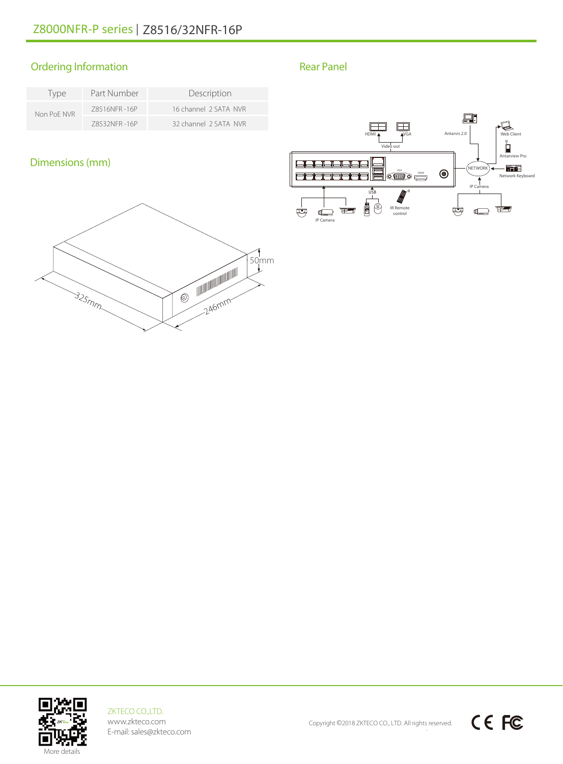# Z8000NFR-P series | Z8516/32NFR-16P

## Ordering Information

| Type | Part Number | Description |
|---|---|---|
| Non PoE NVR | Z8516NFR -16P | 16 channel 2 SATA NVR |
| | Z8532NFR -16P | 32 channel 2 SATA NVR |

## Dimensions (mm)

50mm

325mm

246mm

## Rear Panel

HDMI

VGA

Video out

Antarvis 2.0

Web Client

Antarview Pro

NETWORK

Network Keyboard

IP Camera

USB

IR Remote control

IP Camera

ZKTECO CO.,LTD.
www.zkteco.com
E-mail: sales@zkteco.com

More details

Copyright ©2018 ZKTECO CO., LTD. All rights reserved.